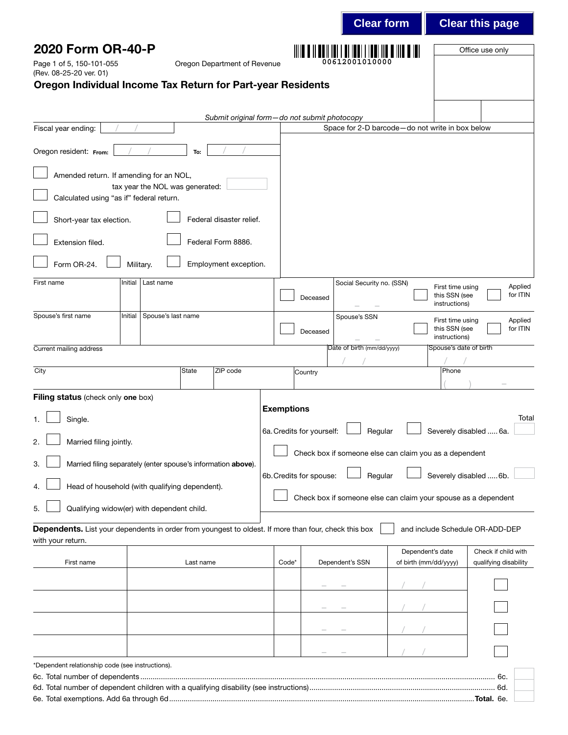Clear form | Clear this page

# 2020 Form OR-40-P

Page 1 of 5, 150-101-055
(Rev. 08-25-20 ver. 01)

Oregon Department of Revenue

00612001010000

Office use only

## Oregon Individual Income Tax Return for Part-year Residents

*Submit original form—do not submit photocopy*

Fiscal year ending: / /

Space for 2-D barcode—do not write in box below

Oregon resident: From: / / To: / /

☐ Amended return. If amending for an NOL, tax year the NOL was generated:

☐ Calculated using "as if" federal return.

☐ Short-year tax election. ☐ Federal disaster relief.

☐ Extension filed. ☐ Federal Form 8886.

☐ Form OR-24. ☐ Military. ☐ Employment exception.

| First name | Initial | Last name | ☐ Deceased | Social Security no. (SSN) – – | ☐ First time using this SSN (see instructions) | ☐ Applied for ITIN |
|---|---|---|---|---|---|---|
| Spouse's first name | Initial | Spouse's last name | ☐ Deceased | Spouse's SSN – – | ☐ First time using this SSN (see instructions) | ☐ Applied for ITIN |

| Current mailing address | | | Date of birth (mm/dd/yyyy) / / | Spouse's date of birth / / |
|---|---|---|---|---|
| City | State | ZIP code | Country | Phone ( ) – |

**Filing status** (check only **one** box)

1. ☐ Single.
2. ☐ Married filing jointly.
3. ☐ Married filing separately (enter spouse's information **above**).
4. ☐ Head of household (with qualifying dependent).
5. ☐ Qualifying widow(er) with dependent child.

**Exemptions**

Total

6a. Credits for yourself: ☐ Regular ☐ Severely disabled ..... 6a.

☐ Check box if someone else can claim you as a dependent

6b. Credits for spouse: ☐ Regular ☐ Severely disabled ..... 6b.

☐ Check box if someone else can claim your spouse as a dependent

**Dependents.** List your dependents in order from youngest to oldest. If more than four, check this box ☐ and include Schedule OR-ADD-DEP with your return.

| First name | Last name | Code* | Dependent's SSN | Dependent's date of birth (mm/dd/yyyy) | Check if child with qualifying disability |
|---|---|---|---|---|---|
| | | | – – | / / | ☐ |
| | | | – – | / / | ☐ |
| | | | – – | / / | ☐ |
| | | | – – | / / | ☐ |

*Dependent relationship code (see instructions).

6c. Total number of dependents .............................................................................................................................................. 6c.

6d. Total number of dependent children with a qualifying disability (see instructions)........................................................................... 6d.

6e. Total exemptions. Add 6a through 6d ................................................................................................................................**Total.** 6e.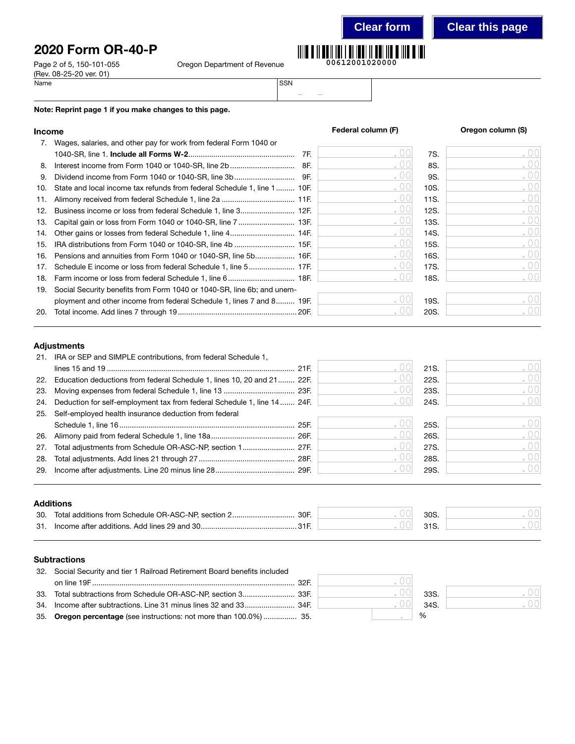# 2020 Form OR-40-P

Page 2 of 5, 150-101-055
(Rev. 08-25-20 ver. 01)

Oregon Department of Revenue

00612001020000

Name | SSN

**Note: Reprint page 1 if you make changes to this page.**

## Income

| Line | Description | | Federal column (F) | | Oregon column (S) |
|---|---|---|---|---|---|
| 7. | Wages, salaries, and other pay for work from federal Form 1040 or 1040-SR, line 1. **Include all Forms W-2** | 7F. | .00 | 7S. | .00 |
| 8. | Interest income from Form 1040 or 1040-SR, line 2b | 8F. | .00 | 8S. | .00 |
| 9. | Dividend income from Form 1040 or 1040-SR, line 3b | 9F. | .00 | 9S. | .00 |
| 10. | State and local income tax refunds from federal Schedule 1, line 1 | 10F. | .00 | 10S. | .00 |
| 11. | Alimony received from federal Schedule 1, line 2a | 11F. | .00 | 11S. | .00 |
| 12. | Business income or loss from federal Schedule 1, line 3 | 12F. | .00 | 12S. | .00 |
| 13. | Capital gain or loss from Form 1040 or 1040-SR, line 7 | 13F. | .00 | 13S. | .00 |
| 14. | Other gains or losses from federal Schedule 1, line 4 | 14F. | .00 | 14S. | .00 |
| 15. | IRA distributions from Form 1040 or 1040-SR, line 4b | 15F. | .00 | 15S. | .00 |
| 16. | Pensions and annuities from Form 1040 or 1040-SR, line 5b | 16F. | .00 | 16S. | .00 |
| 17. | Schedule E income or loss from federal Schedule 1, line 5 | 17F. | .00 | 17S. | .00 |
| 18. | Farm income or loss from federal Schedule 1, line 6 | 18F. | .00 | 18S. | .00 |
| 19. | Social Security benefits from Form 1040 or 1040-SR, line 6b; and unemployment and other income from federal Schedule 1, lines 7 and 8 | 19F. | .00 | 19S. | .00 |
| 20. | Total income. Add lines 7 through 19 | 20F. | .00 | 20S. | .00 |

## Adjustments

| Line | Description | | Federal column (F) | | Oregon column (S) |
|---|---|---|---|---|---|
| 21. | IRA or SEP and SIMPLE contributions, from federal Schedule 1, lines 15 and 19 | 21F. | .00 | 21S. | .00 |
| 22. | Education deductions from federal Schedule 1, lines 10, 20 and 21 | 22F. | .00 | 22S. | .00 |
| 23. | Moving expenses from federal Schedule 1, line 13 | 23F. | .00 | 23S. | .00 |
| 24. | Deduction for self-employment tax from federal Schedule 1, line 14 | 24F. | .00 | 24S. | .00 |
| 25. | Self-employed health insurance deduction from federal Schedule 1, line 16 | 25F. | .00 | 25S. | .00 |
| 26. | Alimony paid from federal Schedule 1, line 18a | 26F. | .00 | 26S. | .00 |
| 27. | Total adjustments from Schedule OR-ASC-NP, section 1 | 27F. | .00 | 27S. | .00 |
| 28. | Total adjustments. Add lines 21 through 27 | 28F. | .00 | 28S. | .00 |
| 29. | Income after adjustments. Line 20 minus line 28 | 29F. | .00 | 29S. | .00 |

## Additions

| Line | Description | | Federal column (F) | | Oregon column (S) |
|---|---|---|---|---|---|
| 30. | Total additions from Schedule OR-ASC-NP, section 2 | 30F. | .00 | 30S. | .00 |
| 31. | Income after additions. Add lines 29 and 30 | 31F. | .00 | 31S. | .00 |

## Subtractions

| Line | Description | | Federal column (F) | | Oregon column (S) |
|---|---|---|---|---|---|
| 32. | Social Security and tier 1 Railroad Retirement Board benefits included on line 19F | 32F. | .00 | | |
| 33. | Total subtractions from Schedule OR-ASC-NP, section 3 | 33F. | .00 | 33S. | .00 |
| 34. | Income after subtractions. Line 31 minus lines 32 and 33 | 34F. | .00 | 34S. | .00 |
| 35. | **Oregon percentage** (see instructions: not more than 100.0%) | 35. | . % | | |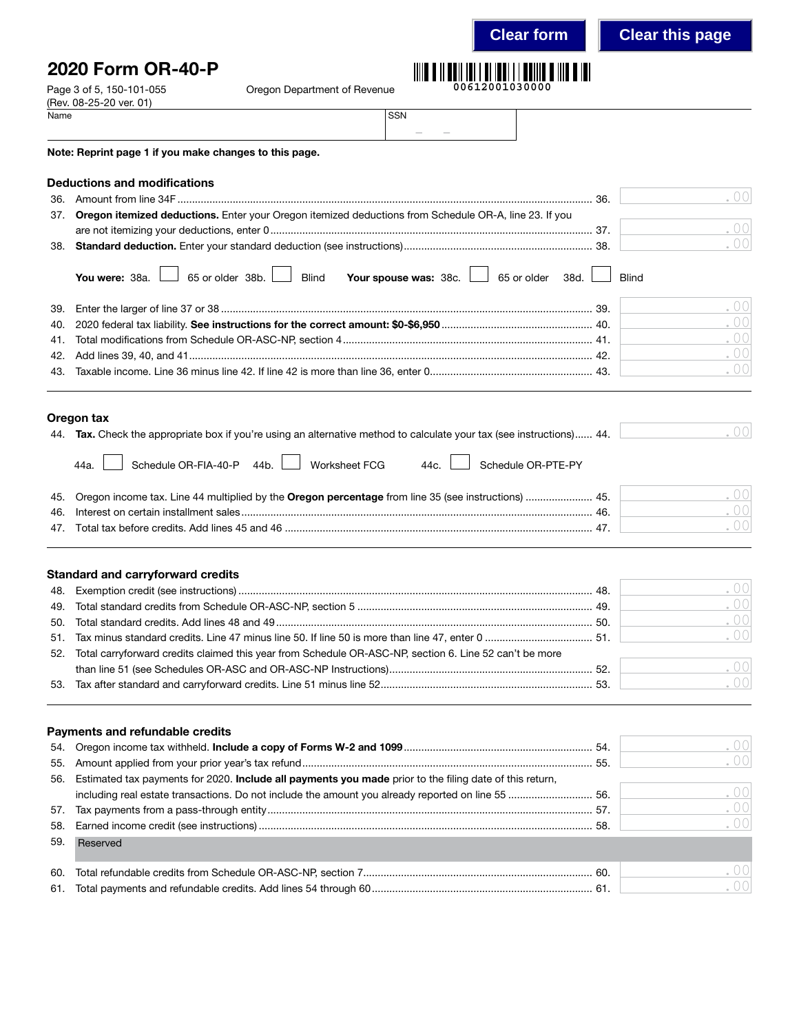# 2020 Form OR-40-P

Page 3 of 5, 150-101-055 Oregon Department of Revenue
(Rev. 08-25-20 ver. 01)

00612001030000

Name | SSN

**Note: Reprint page 1 if you make changes to this page.**

## Deductions and modifications

36. Amount from line 34F ................................ 36. .00
37. **Oregon itemized deductions.** Enter your Oregon itemized deductions from Schedule OR-A, line 23. If you are not itemizing your deductions, enter 0 ................................ 37. .00
38. **Standard deduction.** Enter your standard deduction (see instructions) ................................ 38. .00

    **You were:** 38a. ☐ 65 or older 38b. ☐ Blind **Your spouse was:** 38c. ☐ 65 or older 38d. ☐ Blind

39. Enter the larger of line 37 or 38 ................................ 39. .00
40. 2020 federal tax liability. **See instructions for the correct amount: $0-$6,950** ................................ 40. .00
41. Total modifications from Schedule OR-ASC-NP, section 4 ................................ 41. .00
42. Add lines 39, 40, and 41 ................................ 42. .00
43. Taxable income. Line 36 minus line 42. If line 42 is more than line 36, enter 0 ................................ 43. .00

## Oregon tax

44. **Tax.** Check the appropriate box if you're using an alternative method to calculate your tax (see instructions) ...... 44. .00

    44a. ☐ Schedule OR-FIA-40-P 44b. ☐ Worksheet FCG 44c. ☐ Schedule OR-PTE-PY

45. Oregon income tax. Line 44 multiplied by the **Oregon percentage** from line 35 (see instructions) ................................ 45. .00
46. Interest on certain installment sales ................................ 46. .00
47. Total tax before credits. Add lines 45 and 46 ................................ 47. .00

## Standard and carryforward credits

48. Exemption credit (see instructions) ................................ 48. .00
49. Total standard credits from Schedule OR-ASC-NP, section 5 ................................ 49. .00
50. Total standard credits. Add lines 48 and 49 ................................ 50. .00
51. Tax minus standard credits. Line 47 minus line 50. If line 50 is more than line 47, enter 0 ................................ 51. .00
52. Total carryforward credits claimed this year from Schedule OR-ASC-NP, section 6. Line 52 can't be more than line 51 (see Schedules OR-ASC and OR-ASC-NP Instructions) ................................ 52. .00
53. Tax after standard and carryforward credits. Line 51 minus line 52 ................................ 53. .00

## Payments and refundable credits

54. Oregon income tax withheld. **Include a copy of Forms W-2 and 1099** ................................ 54. .00
55. Amount applied from your prior year's tax refund ................................ 55. .00
56. Estimated tax payments for 2020. **Include all payments you made** prior to the filing date of this return, including real estate transactions. Do not include the amount you already reported on line 55 ................................ 56. .00
57. Tax payments from a pass-through entity ................................ 57. .00
58. Earned income credit (see instructions) ................................ 58. .00
59. Reserved
60. Total refundable credits from Schedule OR-ASC-NP, section 7 ................................ 60. .00
61. Total payments and refundable credits. Add lines 54 through 60 ................................ 61. .00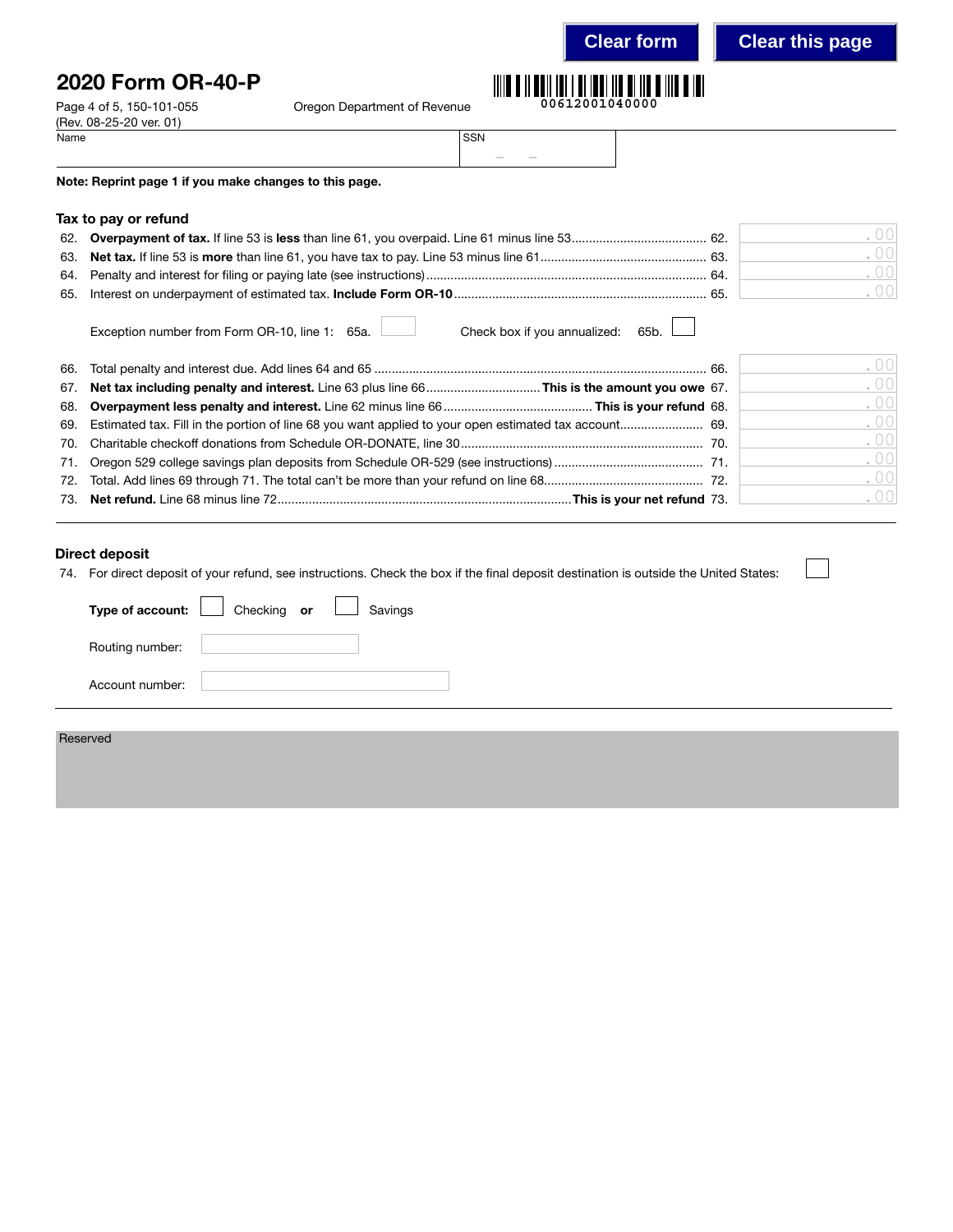# 2020 Form OR-40-P

150-101-055 Oregon Department of Revenue

(Rev. 08-25-20 ver. 01)

00612001040000

Name | SSN

**Note: Reprint page 1 if you make changes to this page.**

## Tax to pay or refund

62. **Overpayment of tax.** If line 53 is **less** than line 61, you overpaid. Line 61 minus line 53 ...... 62. .00
63. **Net tax.** If line 53 is **more** than line 61, you have tax to pay. Line 53 minus line 61 ...... 63. .00
64. Penalty and interest for filing or paying late (see instructions) ...... 64. .00
65. Interest on underpayment of estimated tax. **Include Form OR-10** ...... 65. .00

    Exception number from Form OR-10, line 1: 65a. ☐ Check box if you annualized: 65b. ☐

66. Total penalty and interest due. Add lines 64 and 65 ...... 66. .00
67. **Net tax including penalty and interest.** Line 63 plus line 66 ...... **This is the amount you owe** 67. .00
68. **Overpayment less penalty and interest.** Line 62 minus line 66 ...... **This is your refund** 68. .00
69. Estimated tax. Fill in the portion of line 68 you want applied to your open estimated tax account ...... 69. .00
70. Charitable checkoff donations from Schedule OR-DONATE, line 30 ...... 70. .00
71. Oregon 529 college savings plan deposits from Schedule OR-529 (see instructions) ...... 71. .00
72. Total. Add lines 69 through 71. The total can't be more than your refund on line 68 ...... 72. .00
73. **Net refund.** Line 68 minus line 72 ...... **This is your net refund** 73. .00

## Direct deposit

74. For direct deposit of your refund, see instructions. Check the box if the final deposit destination is outside the United States: ☐

**Type of account:** ☐ Checking **or** ☐ Savings

Routing number:

Account number:

Reserved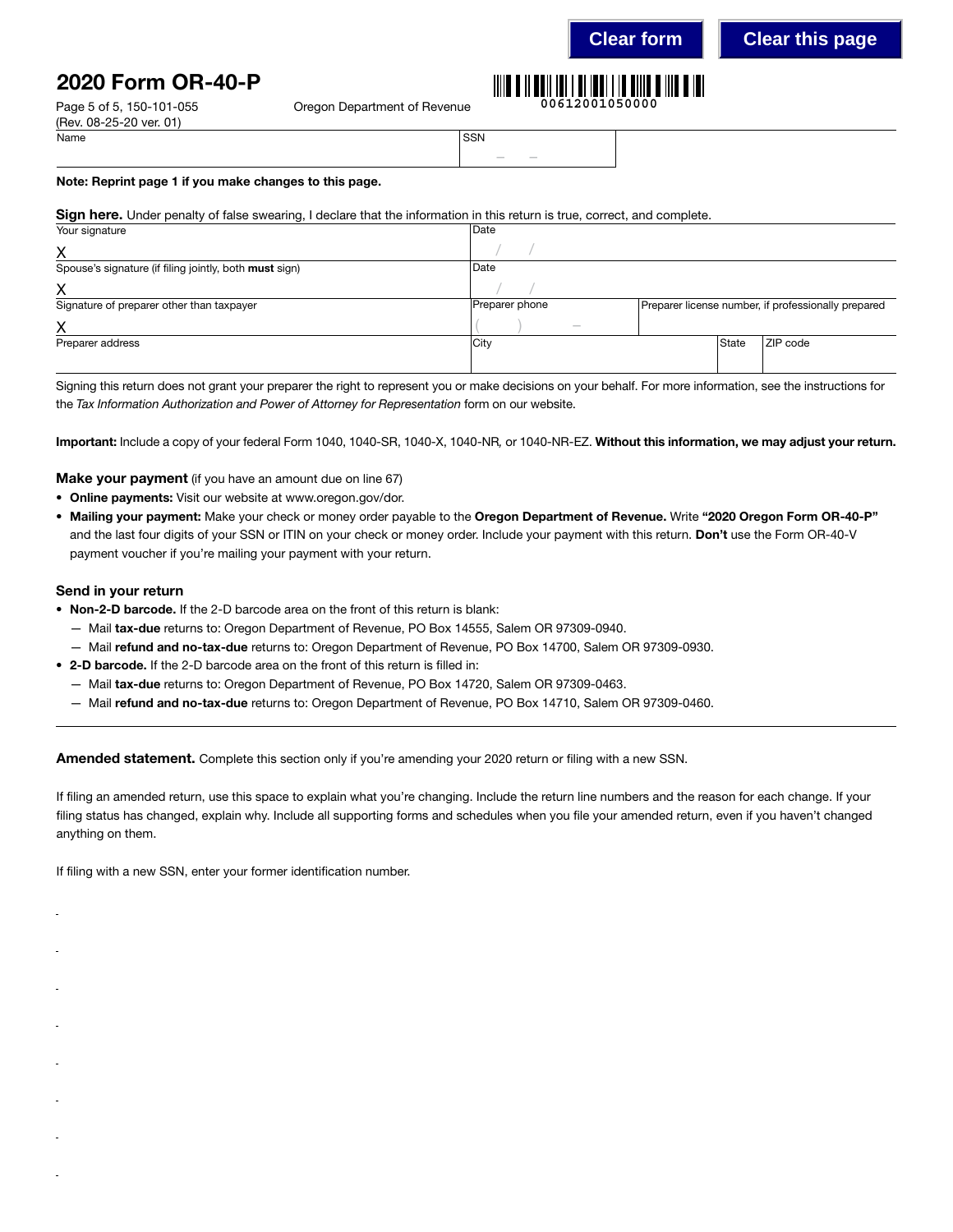# 2020 Form OR-40-P

Page 5 of 5, 150-101-055
(Rev. 08-25-20 ver. 01)

Oregon Department of Revenue

00612001050000

| Name | SSN |
| --- | --- |
| | – – |

**Note: Reprint page 1 if you make changes to this page.**

**Sign here.** Under penalty of false swearing, I declare that the information in this return is true, correct, and complete.

| | | | | |
| --- | --- | --- | --- | --- |
| Your signature<br>X | Date<br>/ / | | | |
| Spouse's signature (if filing jointly, both **must** sign)<br>X | Date<br>/ / | | | |
| Signature of preparer other than taxpayer<br>X | Preparer phone<br>( ) – | Preparer license number, if professionally prepared | | |
| Preparer address | City | | State | ZIP code |

Signing this return does not grant your preparer the right to represent you or make decisions on your behalf. For more information, see the instructions for the *Tax Information Authorization and Power of Attorney for Representation* form on our website.

**Important:** Include a copy of your federal Form 1040, 1040-SR, 1040-X, 1040-NR, or 1040-NR-EZ. **Without this information, we may adjust your return.**

**Make your payment** (if you have an amount due on line 67)

- **Online payments:** Visit our website at www.oregon.gov/dor.
- **Mailing your payment:** Make your check or money order payable to the **Oregon Department of Revenue.** Write **"2020 Oregon Form OR-40-P"** and the last four digits of your SSN or ITIN on your check or money order. Include your payment with this return. **Don't** use the Form OR-40-V payment voucher if you're mailing your payment with your return.

**Send in your return**

- **Non-2-D barcode.** If the 2-D barcode area on the front of this return is blank:
  - Mail **tax-due** returns to: Oregon Department of Revenue, PO Box 14555, Salem OR 97309-0940.
  - Mail **refund and no-tax-due** returns to: Oregon Department of Revenue, PO Box 14700, Salem OR 97309-0930.
- **2-D barcode.** If the 2-D barcode area on the front of this return is filled in:
  - Mail **tax-due** returns to: Oregon Department of Revenue, PO Box 14720, Salem OR 97309-0463.
  - Mail **refund and no-tax-due** returns to: Oregon Department of Revenue, PO Box 14710, Salem OR 97309-0460.

---

**Amended statement.** Complete this section only if you're amending your 2020 return or filing with a new SSN.

If filing an amended return, use this space to explain what you're changing. Include the return line numbers and the reason for each change. If your filing status has changed, explain why. Include all supporting forms and schedules when you file your amended return, even if you haven't changed anything on them.

If filing with a new SSN, enter your former identification number.